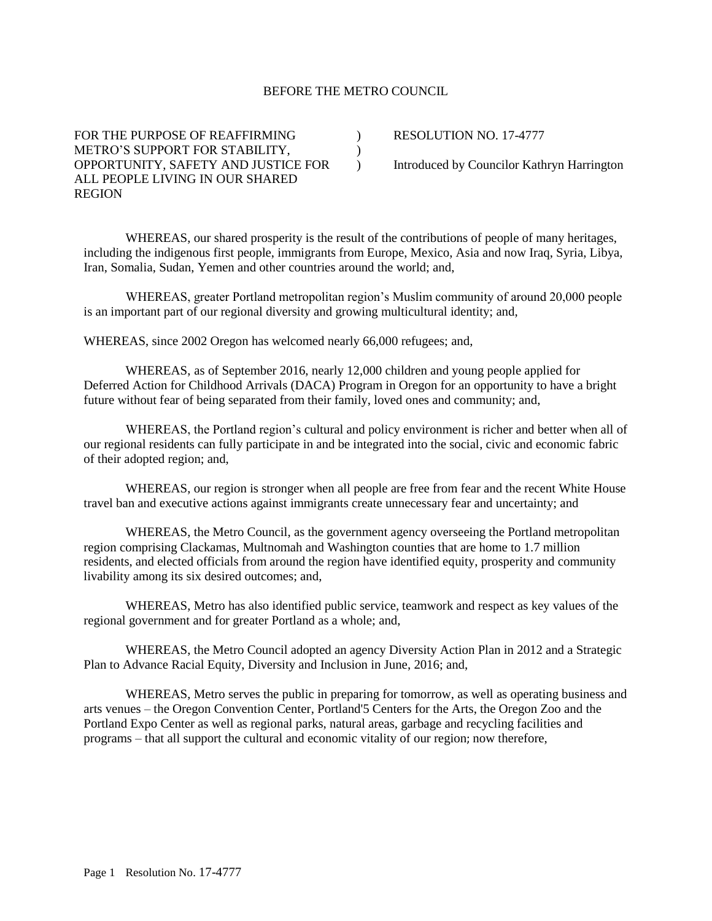BEFORE THE METRO COUNCIL

| | | |
|---|---|---|
| FOR THE PURPOSE OF REAFFIRMING METRO'S SUPPORT FOR STABILITY, OPPORTUNITY, SAFETY AND JUSTICE FOR ALL PEOPLE LIVING IN OUR SHARED REGION | ) ) ) | RESOLUTION NO. 17-4777<br><br>Introduced by Councilor Kathryn Harrington |

WHEREAS, our shared prosperity is the result of the contributions of people of many heritages, including the indigenous first people, immigrants from Europe, Mexico, Asia and now Iraq, Syria, Libya, Iran, Somalia, Sudan, Yemen and other countries around the world; and,

WHEREAS, greater Portland metropolitan region's Muslim community of around 20,000 people is an important part of our regional diversity and growing multicultural identity; and,

WHEREAS, since 2002 Oregon has welcomed nearly 66,000 refugees; and,

WHEREAS, as of September 2016, nearly 12,000 children and young people applied for Deferred Action for Childhood Arrivals (DACA) Program in Oregon for an opportunity to have a bright future without fear of being separated from their family, loved ones and community; and,

WHEREAS, the Portland region's cultural and policy environment is richer and better when all of our regional residents can fully participate in and be integrated into the social, civic and economic fabric of their adopted region; and,

WHEREAS, our region is stronger when all people are free from fear and the recent White House travel ban and executive actions against immigrants create unnecessary fear and uncertainty; and

WHEREAS, the Metro Council, as the government agency overseeing the Portland metropolitan region comprising Clackamas, Multnomah and Washington counties that are home to 1.7 million residents, and elected officials from around the region have identified equity, prosperity and community livability among its six desired outcomes; and,

WHEREAS, Metro has also identified public service, teamwork and respect as key values of the regional government and for greater Portland as a whole; and,

WHEREAS, the Metro Council adopted an agency Diversity Action Plan in 2012 and a Strategic Plan to Advance Racial Equity, Diversity and Inclusion in June, 2016; and,

WHEREAS, Metro serves the public in preparing for tomorrow, as well as operating business and arts venues – the Oregon Convention Center, Portland'5 Centers for the Arts, the Oregon Zoo and the Portland Expo Center as well as regional parks, natural areas, garbage and recycling facilities and programs – that all support the cultural and economic vitality of our region; now therefore,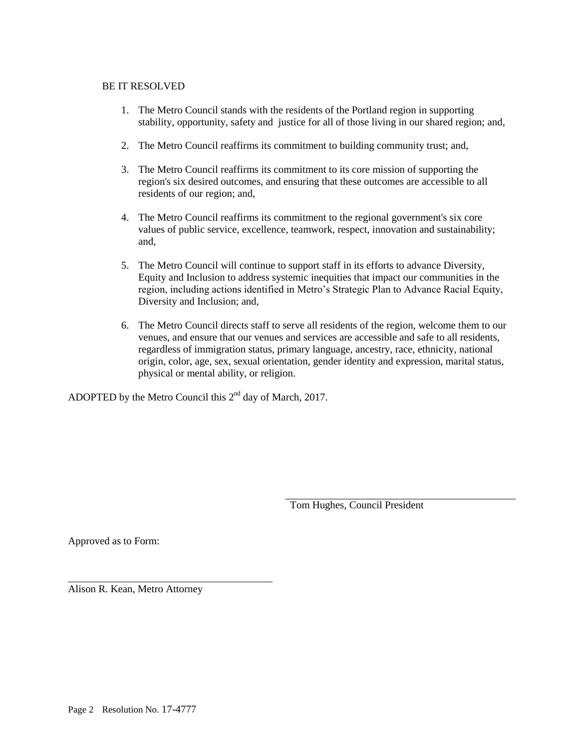BE IT RESOLVED

1. The Metro Council stands with the residents of the Portland region in supporting stability, opportunity, safety and justice for all of those living in our shared region; and,

2. The Metro Council reaffirms its commitment to building community trust; and,

3. The Metro Council reaffirms its commitment to its core mission of supporting the region's six desired outcomes, and ensuring that these outcomes are accessible to all residents of our region; and,

4. The Metro Council reaffirms its commitment to the regional government's six core values of public service, excellence, teamwork, respect, innovation and sustainability; and,

5. The Metro Council will continue to support staff in its efforts to advance Diversity, Equity and Inclusion to address systemic inequities that impact our communities in the region, including actions identified in Metro's Strategic Plan to Advance Racial Equity, Diversity and Inclusion; and,

6. The Metro Council directs staff to serve all residents of the region, welcome them to our venues, and ensure that our venues and services are accessible and safe to all residents, regardless of immigration status, primary language, ancestry, race, ethnicity, national origin, color, age, sex, sexual orientation, gender identity and expression, marital status, physical or mental ability, or religion.

ADOPTED by the Metro Council this 2nd day of March, 2017.

Tom Hughes, Council President

Approved as to Form:

Alison R. Kean, Metro Attorney